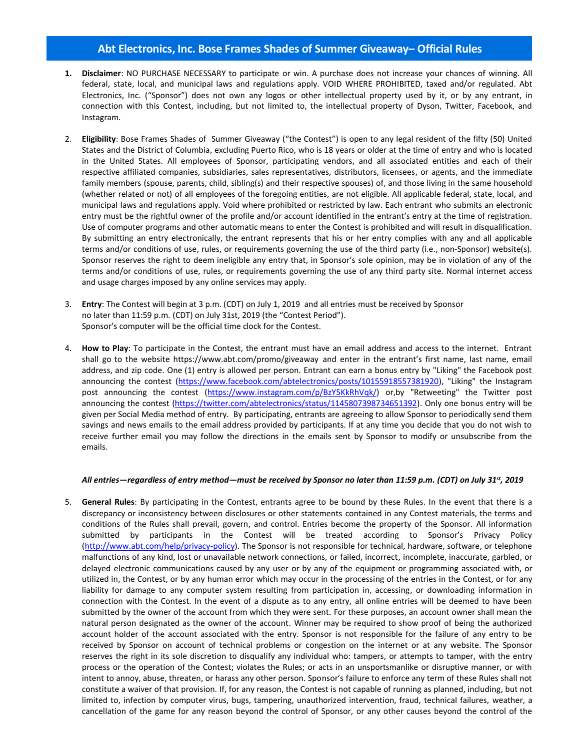# Abt Electronics, Inc. Bose Frames Shades of Summer Giveaway– Official Rules

1. **Disclaimer**: NO PURCHASE NECESSARY to participate or win. A purchase does not increase your chances of winning. All federal, state, local, and municipal laws and regulations apply. VOID WHERE PROHIBITED, taxed and/or regulated. Abt Electronics, Inc. ("Sponsor") does not own any logos or other intellectual property used by it, or by any entrant, in connection with this Contest, including, but not limited to, the intellectual property of Dyson, Twitter, Facebook, and Instagram.

2. **Eligibility**: Bose Frames Shades of Summer Giveaway ("the Contest") is open to any legal resident of the fifty (50) United States and the District of Columbia, excluding Puerto Rico, who is 18 years or older at the time of entry and who is located in the United States. All employees of Sponsor, participating vendors, and all associated entities and each of their respective affiliated companies, subsidiaries, sales representatives, distributors, licensees, or agents, and the immediate family members (spouse, parents, child, sibling(s) and their respective spouses) of, and those living in the same household (whether related or not) of all employees of the foregoing entities, are not eligible. All applicable federal, state, local, and municipal laws and regulations apply. Void where prohibited or restricted by law. Each entrant who submits an electronic entry must be the rightful owner of the profile and/or account identified in the entrant's entry at the time of registration. Use of computer programs and other automatic means to enter the Contest is prohibited and will result in disqualification. By submitting an entry electronically, the entrant represents that his or her entry complies with any and all applicable terms and/or conditions of use, rules, or requirements governing the use of the third party (i.e., non-Sponsor) website(s). Sponsor reserves the right to deem ineligible any entry that, in Sponsor's sole opinion, may be in violation of any of the terms and/or conditions of use, rules, or requirements governing the use of any third party site. Normal internet access and usage charges imposed by any online services may apply.

3. **Entry**: The Contest will begin at 3 p.m. (CDT) on July 1, 2019 and all entries must be received by Sponsor no later than 11:59 p.m. (CDT) on July 31st, 2019 (the "Contest Period"). Sponsor's computer will be the official time clock for the Contest.

4. **How to Play**: To participate in the Contest, the entrant must have an email address and access to the internet. Entrant shall go to the website https://www.abt.com/promo/giveaway and enter in the entrant's first name, last name, email address, and zip code. One (1) entry is allowed per person. Entrant can earn a bonus entry by "Liking" the Facebook post announcing the contest (https://www.facebook.com/abtelectronics/posts/10155918557381920), "Liking" the Instagram post announcing the contest (https://www.instagram.com/p/BzY5KkRhVqk/) or,by "Retweeting" the Twitter post announcing the contest (https://twitter.com/abtelectronics/status/1145807398734651392). Only one bonus entry will be given per Social Media method of entry. By participating, entrants are agreeing to allow Sponsor to periodically send them savings and news emails to the email address provided by participants. If at any time you decide that you do not wish to receive further email you may follow the directions in the emails sent by Sponsor to modify or unsubscribe from the emails.

***All entries—regardless of entry method—must be received by Sponsor no later than 11:59 p.m. (CDT) on July 31st, 2019***

5. **General Rules**: By participating in the Contest, entrants agree to be bound by these Rules. In the event that there is a discrepancy or inconsistency between disclosures or other statements contained in any Contest materials, the terms and conditions of the Rules shall prevail, govern, and control. Entries become the property of the Sponsor. All information submitted by participants in the Contest will be treated according to Sponsor's Privacy Policy (http://www.abt.com/help/privacy-policy). The Sponsor is not responsible for technical, hardware, software, or telephone malfunctions of any kind, lost or unavailable network connections, or failed, incorrect, incomplete, inaccurate, garbled, or delayed electronic communications caused by any user or by any of the equipment or programming associated with, or utilized in, the Contest, or by any human error which may occur in the processing of the entries in the Contest, or for any liability for damage to any computer system resulting from participation in, accessing, or downloading information in connection with the Contest. In the event of a dispute as to any entry, all online entries will be deemed to have been submitted by the owner of the account from which they were sent. For these purposes, an account owner shall mean the natural person designated as the owner of the account. Winner may be required to show proof of being the authorized account holder of the account associated with the entry. Sponsor is not responsible for the failure of any entry to be received by Sponsor on account of technical problems or congestion on the internet or at any website. The Sponsor reserves the right in its sole discretion to disqualify any individual who: tampers, or attempts to tamper, with the entry process or the operation of the Contest; violates the Rules; or acts in an unsportsmanlike or disruptive manner, or with intent to annoy, abuse, threaten, or harass any other person. Sponsor's failure to enforce any term of these Rules shall not constitute a waiver of that provision. If, for any reason, the Contest is not capable of running as planned, including, but not limited to, infection by computer virus, bugs, tampering, unauthorized intervention, fraud, technical failures, weather, a cancellation of the game for any reason beyond the control of Sponsor, or any other causes beyond the control of the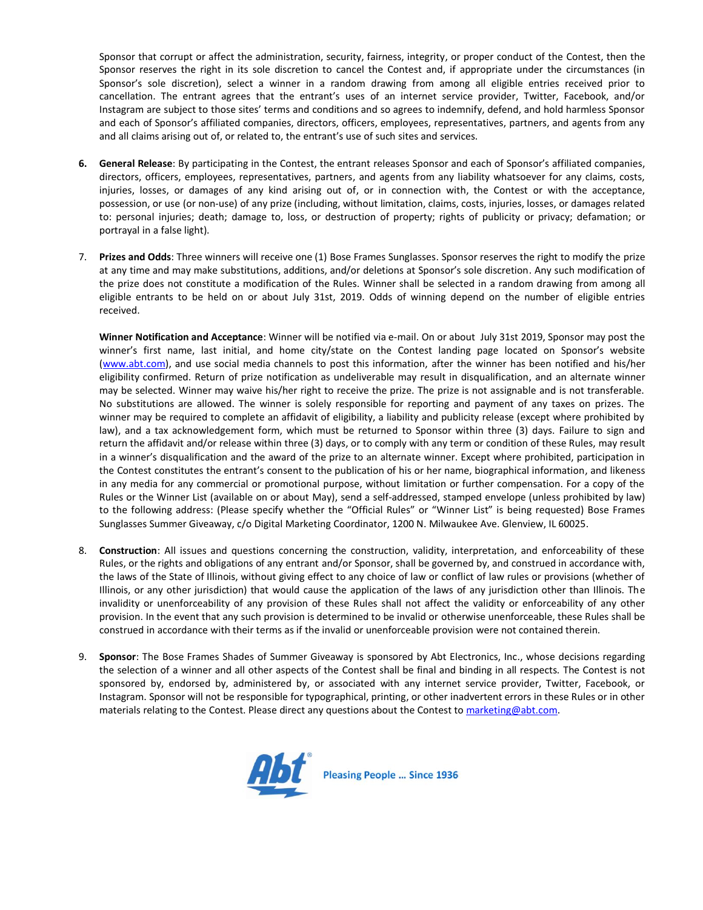Sponsor that corrupt or affect the administration, security, fairness, integrity, or proper conduct of the Contest, then the Sponsor reserves the right in its sole discretion to cancel the Contest and, if appropriate under the circumstances (in Sponsor's sole discretion), select a winner in a random drawing from among all eligible entries received prior to cancellation. The entrant agrees that the entrant's uses of an internet service provider, Twitter, Facebook, and/or Instagram are subject to those sites' terms and conditions and so agrees to indemnify, defend, and hold harmless Sponsor and each of Sponsor's affiliated companies, directors, officers, employees, representatives, partners, and agents from any and all claims arising out of, or related to, the entrant's use of such sites and services.

6. **General Release**: By participating in the Contest, the entrant releases Sponsor and each of Sponsor's affiliated companies, directors, officers, employees, representatives, partners, and agents from any liability whatsoever for any claims, costs, injuries, losses, or damages of any kind arising out of, or in connection with, the Contest or with the acceptance, possession, or use (or non-use) of any prize (including, without limitation, claims, costs, injuries, losses, or damages related to: personal injuries; death; damage to, loss, or destruction of property; rights of publicity or privacy; defamation; or portrayal in a false light).

7. **Prizes and Odds**: Three winners will receive one (1) Bose Frames Sunglasses. Sponsor reserves the right to modify the prize at any time and may make substitutions, additions, and/or deletions at Sponsor's sole discretion. Any such modification of the prize does not constitute a modification of the Rules. Winner shall be selected in a random drawing from among all eligible entrants to be held on or about July 31st, 2019. Odds of winning depend on the number of eligible entries received.

   **Winner Notification and Acceptance**: Winner will be notified via e-mail. On or about July 31st 2019, Sponsor may post the winner's first name, last initial, and home city/state on the Contest landing page located on Sponsor's website (www.abt.com), and use social media channels to post this information, after the winner has been notified and his/her eligibility confirmed. Return of prize notification as undeliverable may result in disqualification, and an alternate winner may be selected. Winner may waive his/her right to receive the prize. The prize is not assignable and is not transferable. No substitutions are allowed. The winner is solely responsible for reporting and payment of any taxes on prizes. The winner may be required to complete an affidavit of eligibility, a liability and publicity release (except where prohibited by law), and a tax acknowledgement form, which must be returned to Sponsor within three (3) days. Failure to sign and return the affidavit and/or release within three (3) days, or to comply with any term or condition of these Rules, may result in a winner's disqualification and the award of the prize to an alternate winner. Except where prohibited, participation in the Contest constitutes the entrant's consent to the publication of his or her name, biographical information, and likeness in any media for any commercial or promotional purpose, without limitation or further compensation. For a copy of the Rules or the Winner List (available on or about May), send a self-addressed, stamped envelope (unless prohibited by law) to the following address: (Please specify whether the "Official Rules" or "Winner List" is being requested) Bose Frames Sunglasses Summer Giveaway, c/o Digital Marketing Coordinator, 1200 N. Milwaukee Ave. Glenview, IL 60025.

8. **Construction**: All issues and questions concerning the construction, validity, interpretation, and enforceability of these Rules, or the rights and obligations of any entrant and/or Sponsor, shall be governed by, and construed in accordance with, the laws of the State of Illinois, without giving effect to any choice of law or conflict of law rules or provisions (whether of Illinois, or any other jurisdiction) that would cause the application of the laws of any jurisdiction other than Illinois. The invalidity or unenforceability of any provision of these Rules shall not affect the validity or enforceability of any other provision. In the event that any such provision is determined to be invalid or otherwise unenforceable, these Rules shall be construed in accordance with their terms as if the invalid or unenforceable provision were not contained therein.

9. **Sponsor**: The Bose Frames Shades of Summer Giveaway is sponsored by Abt Electronics, Inc., whose decisions regarding the selection of a winner and all other aspects of the Contest shall be final and binding in all respects. The Contest is not sponsored by, endorsed by, administered by, or associated with any internet service provider, Twitter, Facebook, or Instagram. Sponsor will not be responsible for typographical, printing, or other inadvertent errors in these Rules or in other materials relating to the Contest. Please direct any questions about the Contest to marketing@abt.com.

Abt® Pleasing People ... Since 1936